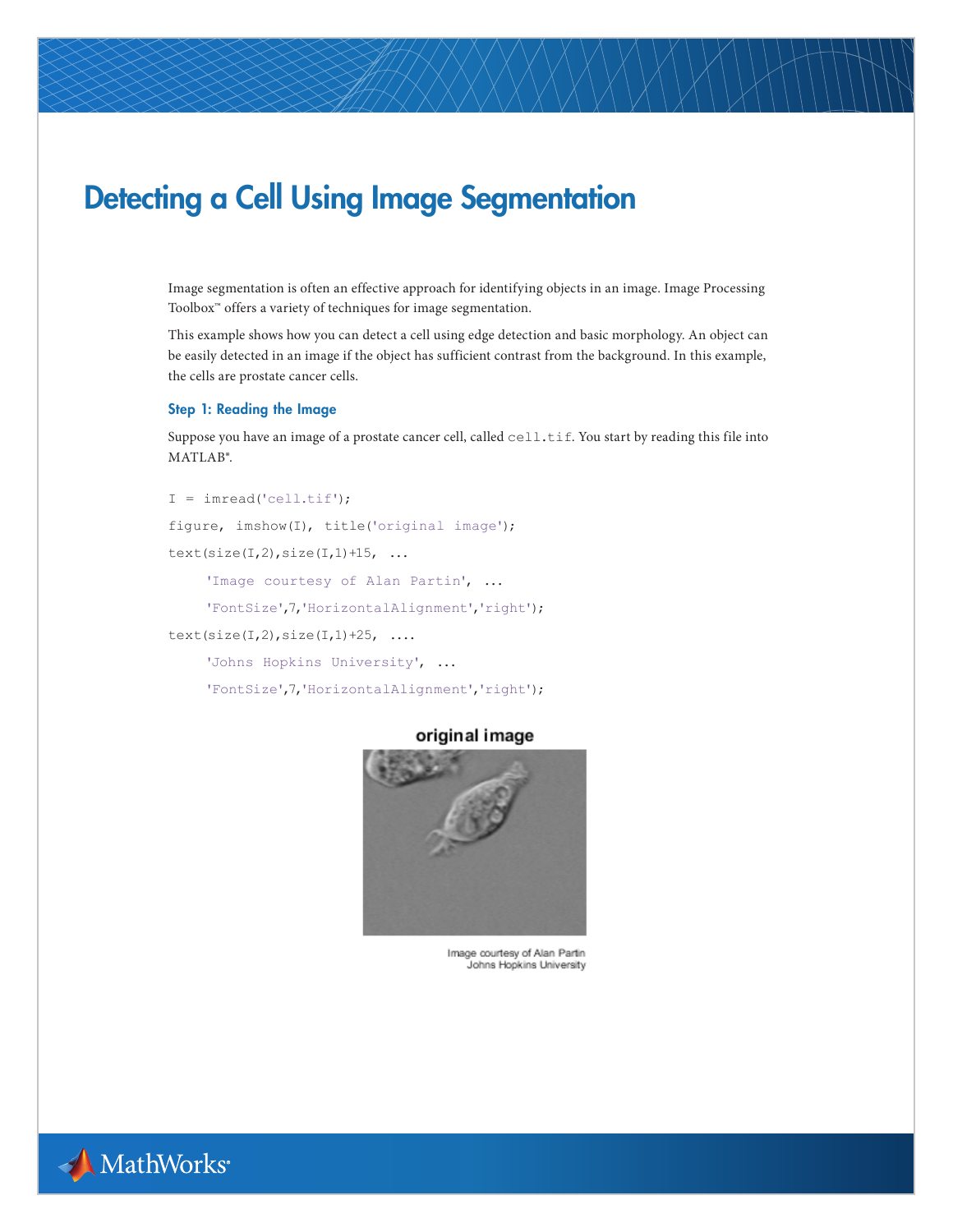# Detecting a Cell Using Image Segmentation

Image segmentation is often an effective approach for identifying objects in an image. Image Processing Toolbox™ offers a variety of techniques for image segmentation.

This example shows how you can detect a cell using edge detection and basic morphology. An object can be easily detected in an image if the object has sufficient contrast from the background. In this example, the cells are prostate cancer cells.

### Step 1: Reading the Image

Suppose you have an image of a prostate cancer cell, called `cell.tif`. You start by reading this file into MATLAB®.

```
I = imread('cell.tif');
figure, imshow(I), title('original image');
text(size(I,2),size(I,1)+15, ...
     'Image courtesy of Alan Partin', ...
     'FontSize',7,'HorizontalAlignment','right');
text(size(I,2),size(I,1)+25, ....
     'Johns Hopkins University', ...
     'FontSize',7,'HorizontalAlignment','right');
```

original image

Image courtesy of Alan Partin
Johns Hopkins University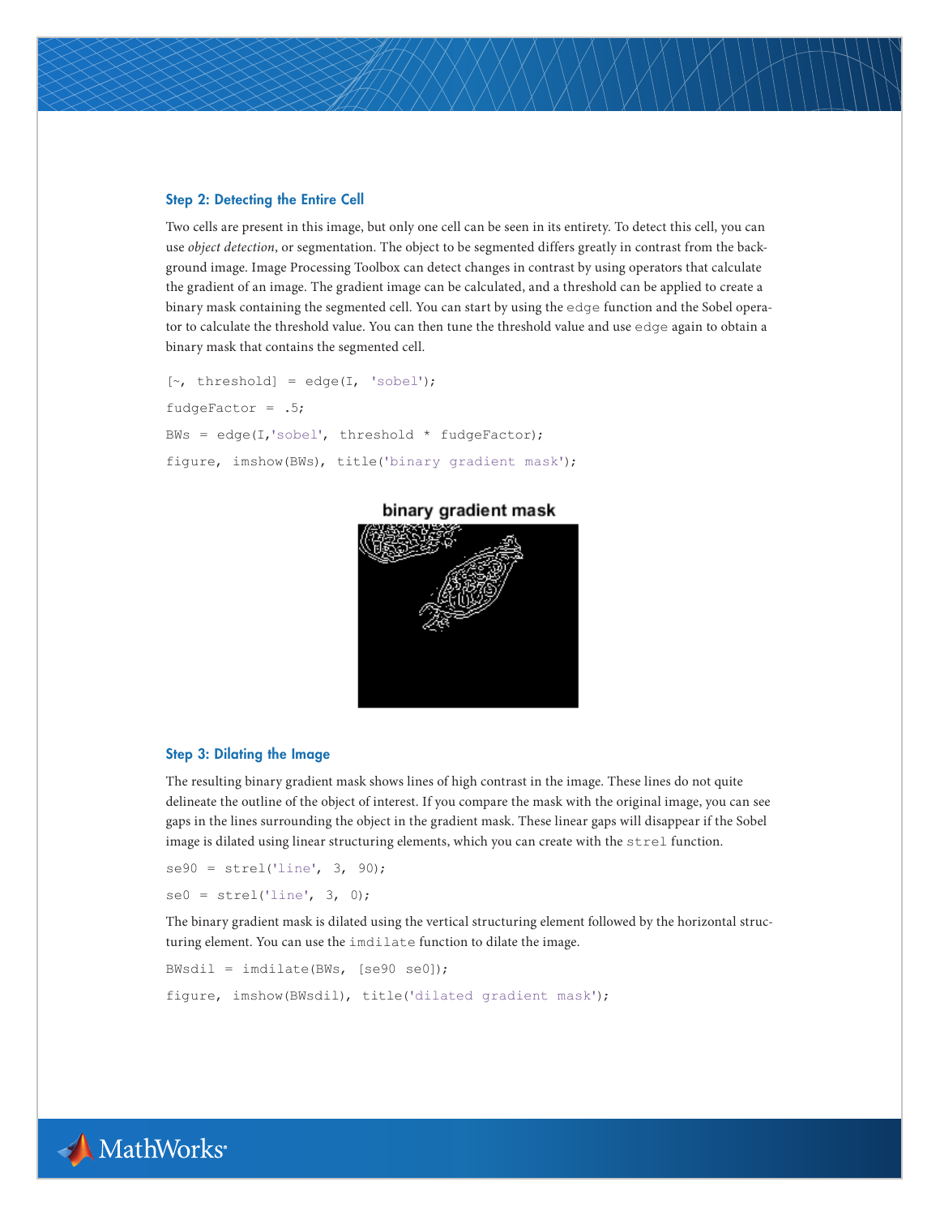### Step 2: Detecting the Entire Cell

Two cells are present in this image, but only one cell can be seen in its entirety. To detect this cell, you can use *object detection*, or segmentation. The object to be segmented differs greatly in contrast from the background image. Image Processing Toolbox can detect changes in contrast by using operators that calculate the gradient of an image. The gradient image can be calculated, and a threshold can be applied to create a binary mask containing the segmented cell. You can start by using the `edge` function and the Sobel operator to calculate the threshold value. You can then tune the threshold value and use `edge` again to obtain a binary mask that contains the segmented cell.

```
[~, threshold] = edge(I, 'sobel');
fudgeFactor = .5;
BWs = edge(I,'sobel', threshold * fudgeFactor);
figure, imshow(BWs), title('binary gradient mask');
```

binary gradient mask

### Step 3: Dilating the Image

The resulting binary gradient mask shows lines of high contrast in the image. These lines do not quite delineate the outline of the object of interest. If you compare the mask with the original image, you can see gaps in the lines surrounding the object in the gradient mask. These linear gaps will disappear if the Sobel image is dilated using linear structuring elements, which you can create with the `strel` function.

```
se90 = strel('line', 3, 90);
se0 = strel('line', 3, 0);
```

The binary gradient mask is dilated using the vertical structuring element followed by the horizontal structuring element. You can use the `imdilate` function to dilate the image.

```
BWsdil = imdilate(BWs, [se90 se0]);
figure, imshow(BWsdil), title('dilated gradient mask');
```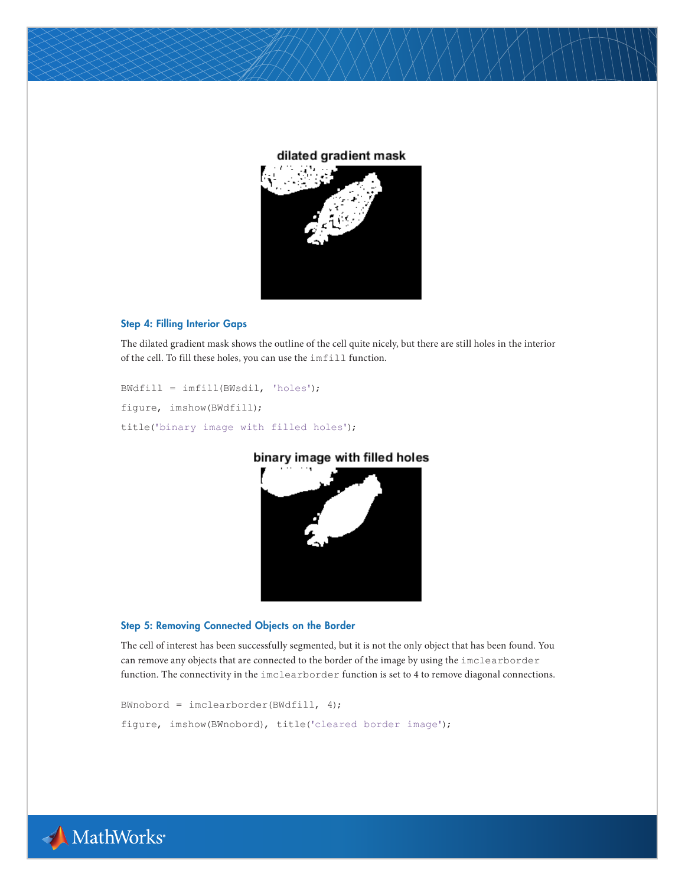dilated gradient mask

### Step 4: Filling Interior Gaps

The dilated gradient mask shows the outline of the cell quite nicely, but there are still holes in the interior of the cell. To fill these holes, you can use the `imfill` function.

```
BWdfill = imfill(BWsdil, 'holes');
figure, imshow(BWdfill);
title('binary image with filled holes');
```

binary image with filled holes

### Step 5: Removing Connected Objects on the Border

The cell of interest has been successfully segmented, but it is not the only object that has been found. You can remove any objects that are connected to the border of the image by using the `imclearborder` function. The connectivity in the `imclearborder` function is set to 4 to remove diagonal connections.

```
BWnobord = imclearborder(BWdfill, 4);
figure, imshow(BWnobord), title('cleared border image');
```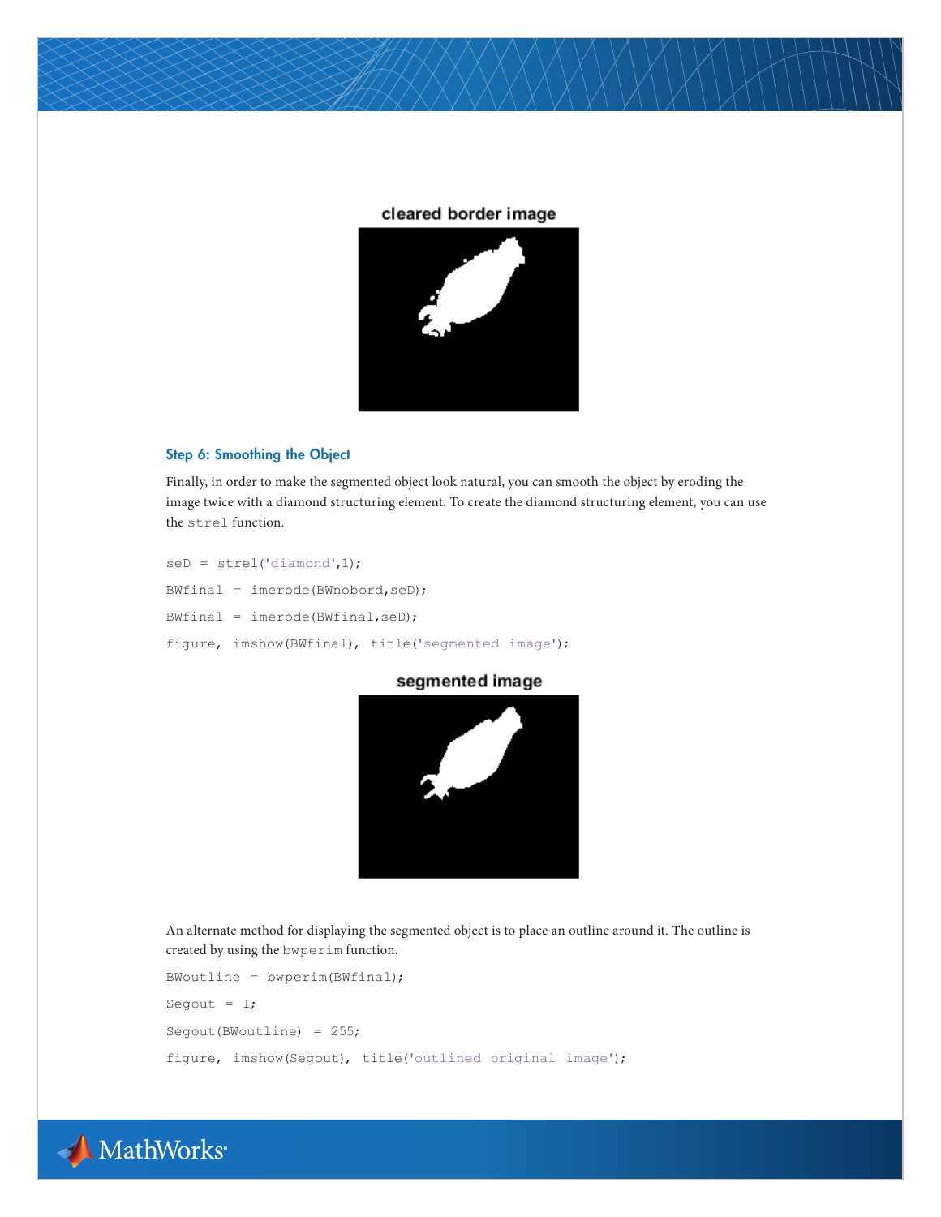cleared border image

### Step 6: Smoothing the Object

Finally, in order to make the segmented object look natural, you can smooth the object by eroding the image twice with a diamond structuring element. To create the diamond structuring element, you can use the `strel` function.

```
seD = strel('diamond',1);
BWfinal = imerode(BWnobord,seD);
BWfinal = imerode(BWfinal,seD);
figure, imshow(BWfinal), title('segmented image');
```

segmented image

An alternate method for displaying the segmented object is to place an outline around it. The outline is created by using the `bwperim` function.

```
BWoutline = bwperim(BWfinal);
Segout = I;
Segout(BWoutline) = 255;
figure, imshow(Segout), title('outlined original image');
```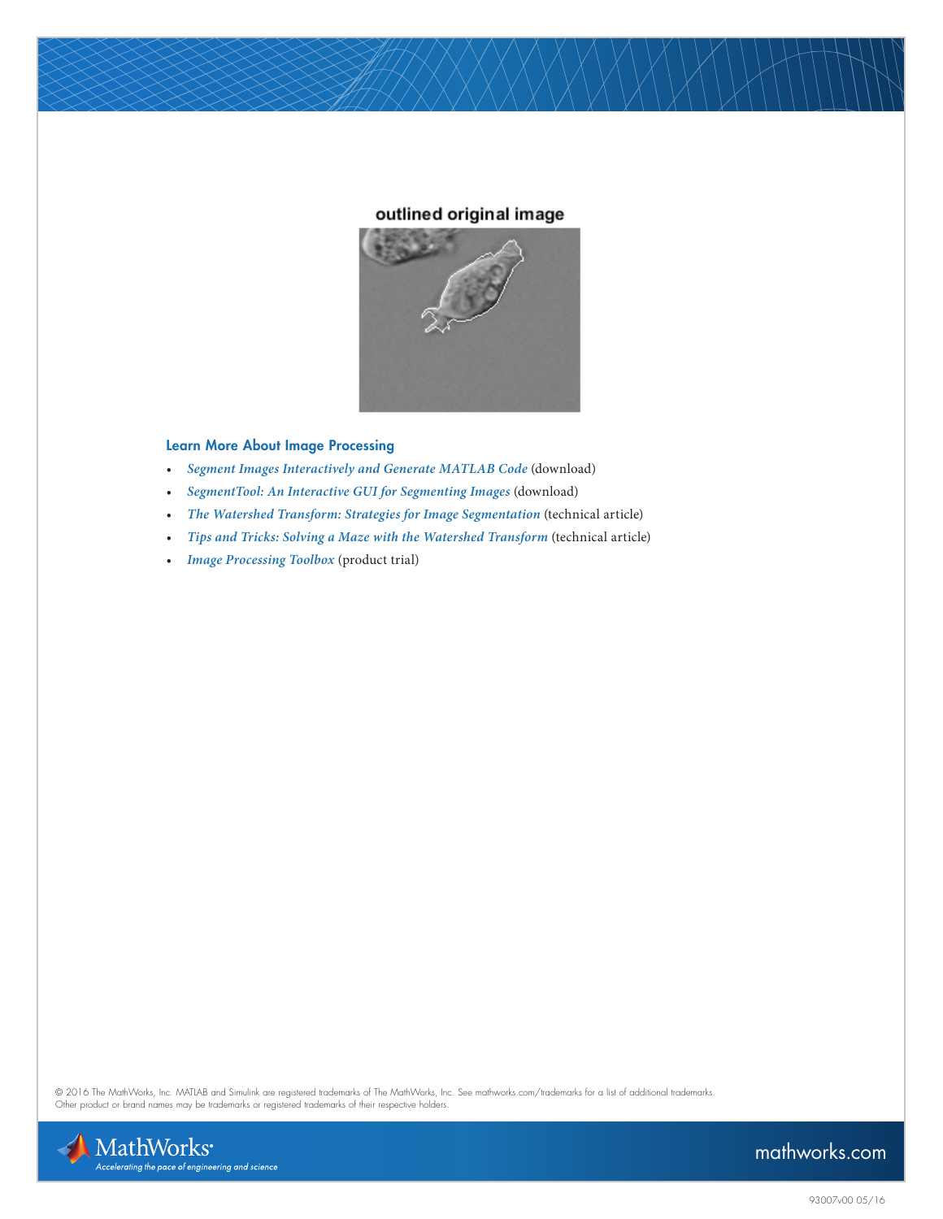outlined original image

## Learn More About Image Processing

- *Segment Images Interactively and Generate MATLAB Code* (download)
- *SegmentTool: An Interactive GUI for Segmenting Images* (download)
- *The Watershed Transform: Strategies for Image Segmentation* (technical article)
- *Tips and Tricks: Solving a Maze with the Watershed Transform* (technical article)
- *Image Processing Toolbox* (product trial)

© 2016 The MathWorks, Inc. MATLAB and Simulink are registered trademarks of The MathWorks, Inc. See mathworks.com/trademarks for a list of additional trademarks. Other product or brand names may be trademarks or registered trademarks of their respective holders.

MathWorks® Accelerating the pace of engineering and science

mathworks.com

93007v00 05/16